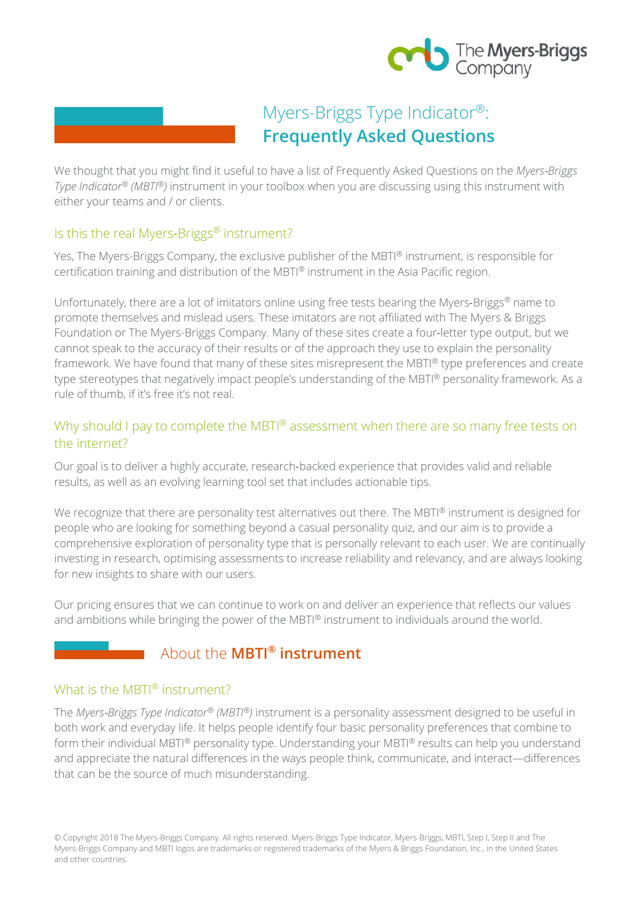# Myers-Briggs Type Indicator®: **Frequently Asked Questions**

We thought that you might find it useful to have a list of Frequently Asked Questions on the *Myers-Briggs Type Indicator® (MBTI®)* instrument in your toolbox when you are discussing using this instrument with either your teams and / or clients.

### Is this the real Myers-Briggs® instrument?

Yes, The Myers-Briggs Company, the exclusive publisher of the MBTI® instrument, is responsible for certification training and distribution of the MBTI® instrument in the Asia Pacific region.

Unfortunately, there are a lot of imitators online using free tests bearing the Myers-Briggs® name to promote themselves and mislead users. These imitators are not affiliated with The Myers & Briggs Foundation or The Myers-Briggs Company. Many of these sites create a four-letter type output, but we cannot speak to the accuracy of their results or of the approach they use to explain the personality framework. We have found that many of these sites misrepresent the MBTI® type preferences and create type stereotypes that negatively impact people's understanding of the MBTI® personality framework. As a rule of thumb, if it's free it's not real.

### Why should I pay to complete the MBTI® assessment when there are so many free tests on the internet?

Our goal is to deliver a highly accurate, research-backed experience that provides valid and reliable results, as well as an evolving learning tool set that includes actionable tips.

We recognize that there are personality test alternatives out there. The MBTI® instrument is designed for people who are looking for something beyond a casual personality quiz, and our aim is to provide a comprehensive exploration of personality type that is personally relevant to each user. We are continually investing in research, optimising assessments to increase reliability and relevancy, and are always looking for new insights to share with our users.

Our pricing ensures that we can continue to work on and deliver an experience that reflects our values and ambitions while bringing the power of the MBTI® instrument to individuals around the world.

## About the **MBTI® instrument**

### What is the MBTI® instrument?

The *Myers-Briggs Type Indicator® (MBTI®)* instrument is a personality assessment designed to be useful in both work and everyday life. It helps people identify four basic personality preferences that combine to form their individual MBTI® personality type. Understanding your MBTI® results can help you understand and appreciate the natural differences in the ways people think, communicate, and interact—differences that can be the source of much misunderstanding.

© Copyright 2018 The Myers-Briggs Company. All rights reserved. Myers-Briggs Type Indicator, Myers-Briggs, MBTI, Step I, Step II and The Myers-Briggs Company and MBTI logos are trademarks or registered trademarks of the Myers & Briggs Foundation, Inc., in the United States and other countries.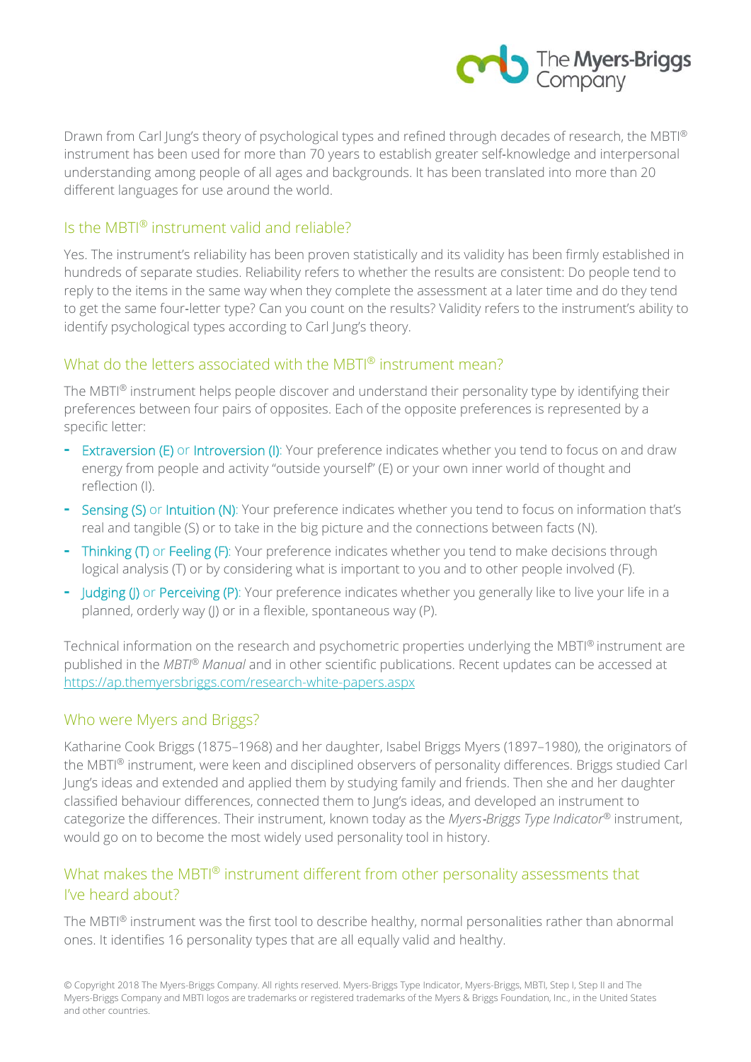Drawn from Carl Jung's theory of psychological types and refined through decades of research, the MBTI® instrument has been used for more than 70 years to establish greater self-knowledge and interpersonal understanding among people of all ages and backgrounds. It has been translated into more than 20 different languages for use around the world.

## Is the MBTI® instrument valid and reliable?

Yes. The instrument's reliability has been proven statistically and its validity has been firmly established in hundreds of separate studies. Reliability refers to whether the results are consistent: Do people tend to reply to the items in the same way when they complete the assessment at a later time and do they tend to get the same four-letter type? Can you count on the results? Validity refers to the instrument's ability to identify psychological types according to Carl Jung's theory.

## What do the letters associated with the MBTI® instrument mean?

The MBTI® instrument helps people discover and understand their personality type by identifying their preferences between four pairs of opposites. Each of the opposite preferences is represented by a specific letter:

- Extraversion (E) or Introversion (I): Your preference indicates whether you tend to focus on and draw energy from people and activity "outside yourself" (E) or your own inner world of thought and reflection (I).
- Sensing (S) or Intuition (N): Your preference indicates whether you tend to focus on information that's real and tangible (S) or to take in the big picture and the connections between facts (N).
- Thinking (T) or Feeling (F): Your preference indicates whether you tend to make decisions through logical analysis (T) or by considering what is important to you and to other people involved (F).
- Judging (J) or Perceiving (P): Your preference indicates whether you generally like to live your life in a planned, orderly way (J) or in a flexible, spontaneous way (P).

Technical information on the research and psychometric properties underlying the MBTI® instrument are published in the *MBTI® Manual* and in other scientific publications. Recent updates can be accessed at https://ap.themyersbriggs.com/research-white-papers.aspx

## Who were Myers and Briggs?

Katharine Cook Briggs (1875–1968) and her daughter, Isabel Briggs Myers (1897–1980), the originators of the MBTI® instrument, were keen and disciplined observers of personality differences. Briggs studied Carl Jung's ideas and extended and applied them by studying family and friends. Then she and her daughter classified behaviour differences, connected them to Jung's ideas, and developed an instrument to categorize the differences. Their instrument, known today as the *Myers-Briggs Type Indicator®* instrument, would go on to become the most widely used personality tool in history.

## What makes the MBTI® instrument different from other personality assessments that I've heard about?

The MBTI® instrument was the first tool to describe healthy, normal personalities rather than abnormal ones. It identifies 16 personality types that are all equally valid and healthy.

© Copyright 2018 The Myers-Briggs Company. All rights reserved. Myers-Briggs Type Indicator, Myers-Briggs, MBTI, Step I, Step II and The Myers-Briggs Company and MBTI logos are trademarks or registered trademarks of the Myers & Briggs Foundation, Inc., in the United States and other countries.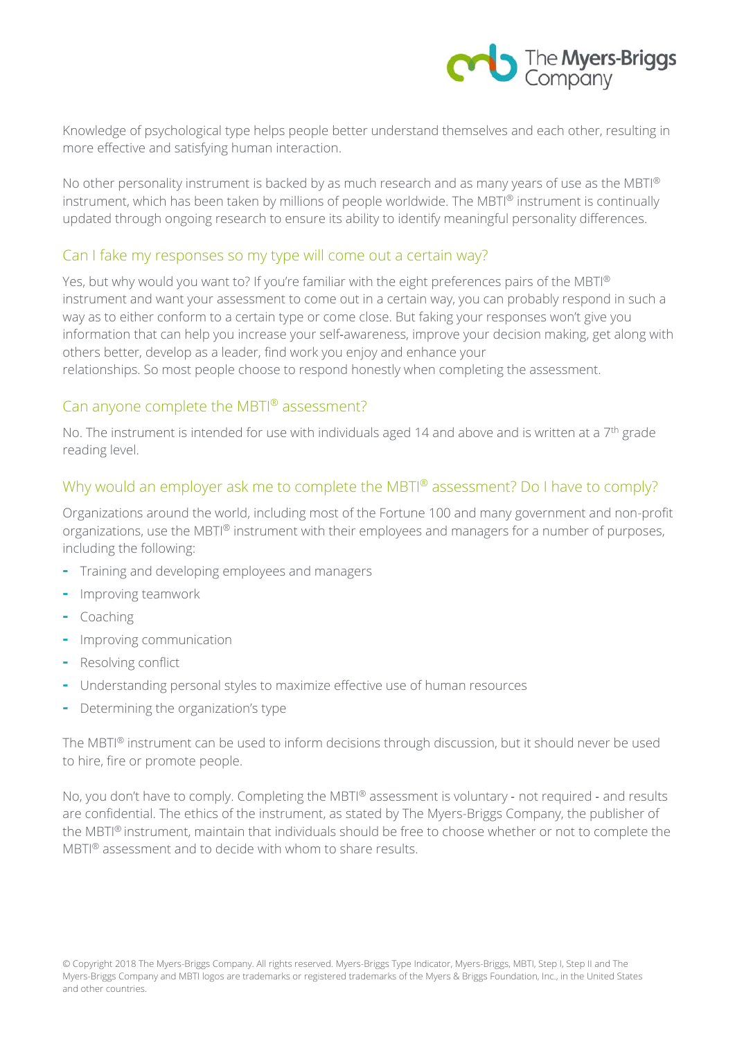Knowledge of psychological type helps people better understand themselves and each other, resulting in more effective and satisfying human interaction.

No other personality instrument is backed by as much research and as many years of use as the MBTI® instrument, which has been taken by millions of people worldwide. The MBTI® instrument is continually updated through ongoing research to ensure its ability to identify meaningful personality differences.

## Can I fake my responses so my type will come out a certain way?

Yes, but why would you want to? If you're familiar with the eight preferences pairs of the MBTI® instrument and want your assessment to come out in a certain way, you can probably respond in such a way as to either conform to a certain type or come close. But faking your responses won't give you information that can help you increase your self-awareness, improve your decision making, get along with others better, develop as a leader, find work you enjoy and enhance your relationships. So most people choose to respond honestly when completing the assessment.

## Can anyone complete the MBTI® assessment?

No. The instrument is intended for use with individuals aged 14 and above and is written at a 7th grade reading level.

## Why would an employer ask me to complete the MBTI® assessment? Do I have to comply?

Organizations around the world, including most of the Fortune 100 and many government and non-profit organizations, use the MBTI® instrument with their employees and managers for a number of purposes, including the following:

- Training and developing employees and managers
- Improving teamwork
- Coaching
- Improving communication
- Resolving conflict
- Understanding personal styles to maximize effective use of human resources
- Determining the organization's type

The MBTI® instrument can be used to inform decisions through discussion, but it should never be used to hire, fire or promote people.

No, you don't have to comply. Completing the MBTI® assessment is voluntary - not required - and results are confidential. The ethics of the instrument, as stated by The Myers-Briggs Company, the publisher of the MBTI® instrument, maintain that individuals should be free to choose whether or not to complete the MBTI® assessment and to decide with whom to share results.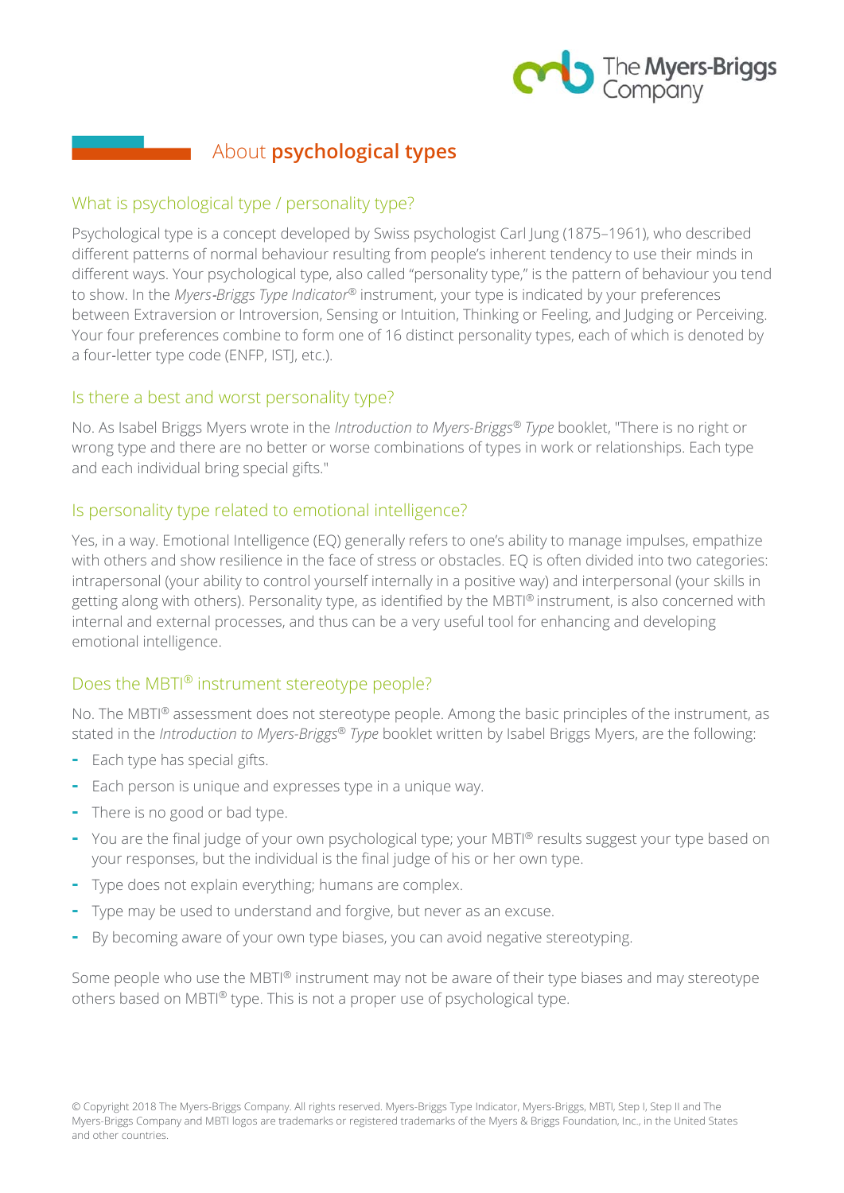# About **psychological types**

## What is psychological type / personality type?

Psychological type is a concept developed by Swiss psychologist Carl Jung (1875–1961), who described different patterns of normal behaviour resulting from people's inherent tendency to use their minds in different ways. Your psychological type, also called "personality type," is the pattern of behaviour you tend to show. In the *Myers-Briggs Type Indicator®* instrument, your type is indicated by your preferences between Extraversion or Introversion, Sensing or Intuition, Thinking or Feeling, and Judging or Perceiving. Your four preferences combine to form one of 16 distinct personality types, each of which is denoted by a four-letter type code (ENFP, ISTJ, etc.).

## Is there a best and worst personality type?

No. As Isabel Briggs Myers wrote in the *Introduction to Myers-Briggs® Type* booklet, "There is no right or wrong type and there are no better or worse combinations of types in work or relationships. Each type and each individual bring special gifts."

## Is personality type related to emotional intelligence?

Yes, in a way. Emotional Intelligence (EQ) generally refers to one's ability to manage impulses, empathize with others and show resilience in the face of stress or obstacles. EQ is often divided into two categories: intrapersonal (your ability to control yourself internally in a positive way) and interpersonal (your skills in getting along with others). Personality type, as identified by the MBTI® instrument, is also concerned with internal and external processes, and thus can be a very useful tool for enhancing and developing emotional intelligence.

## Does the MBTI® instrument stereotype people?

No. The MBTI® assessment does not stereotype people. Among the basic principles of the instrument, as stated in the *Introduction to Myers-Briggs® Type* booklet written by Isabel Briggs Myers, are the following:

- Each type has special gifts.
- Each person is unique and expresses type in a unique way.
- There is no good or bad type.
- You are the final judge of your own psychological type; your MBTI® results suggest your type based on your responses, but the individual is the final judge of his or her own type.
- Type does not explain everything; humans are complex.
- Type may be used to understand and forgive, but never as an excuse.
- By becoming aware of your own type biases, you can avoid negative stereotyping.

Some people who use the MBTI® instrument may not be aware of their type biases and may stereotype others based on MBTI® type. This is not a proper use of psychological type.

© Copyright 2018 The Myers-Briggs Company. All rights reserved. Myers-Briggs Type Indicator, Myers-Briggs, MBTI, Step I, Step II and The Myers-Briggs Company and MBTI logos are trademarks or registered trademarks of the Myers & Briggs Foundation, Inc., in the United States and other countries.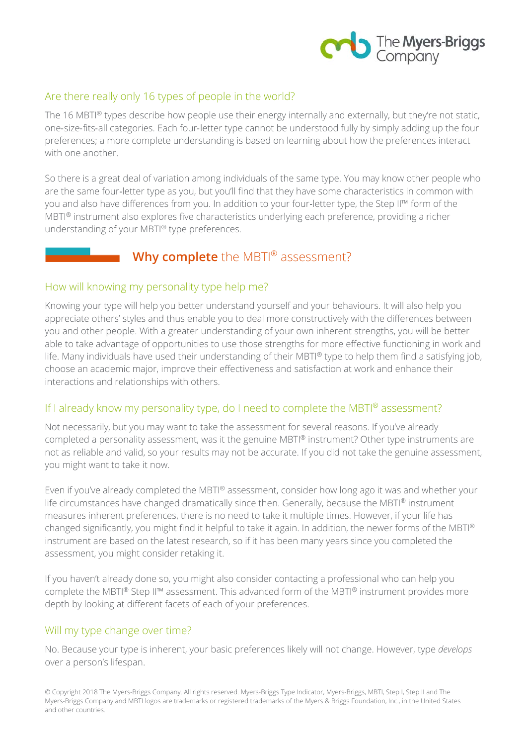### Are there really only 16 types of people in the world?

The 16 MBTI® types describe how people use their energy internally and externally, but they're not static, one-size-fits-all categories. Each four-letter type cannot be understood fully by simply adding up the four preferences; a more complete understanding is based on learning about how the preferences interact with one another.

So there is a great deal of variation among individuals of the same type. You may know other people who are the same four-letter type as you, but you'll find that they have some characteristics in common with you and also have differences from you. In addition to your four-letter type, the Step II™ form of the MBTI® instrument also explores five characteristics underlying each preference, providing a richer understanding of your MBTI® type preferences.

## **Why complete** the MBTI® assessment?

### How will knowing my personality type help me?

Knowing your type will help you better understand yourself and your behaviours. It will also help you appreciate others' styles and thus enable you to deal more constructively with the differences between you and other people. With a greater understanding of your own inherent strengths, you will be better able to take advantage of opportunities to use those strengths for more effective functioning in work and life. Many individuals have used their understanding of their MBTI® type to help them find a satisfying job, choose an academic major, improve their effectiveness and satisfaction at work and enhance their interactions and relationships with others.

### If I already know my personality type, do I need to complete the MBTI® assessment?

Not necessarily, but you may want to take the assessment for several reasons. If you've already completed a personality assessment, was it the genuine MBTI® instrument? Other type instruments are not as reliable and valid, so your results may not be accurate. If you did not take the genuine assessment, you might want to take it now.

Even if you've already completed the MBTI® assessment, consider how long ago it was and whether your life circumstances have changed dramatically since then. Generally, because the MBTI® instrument measures inherent preferences, there is no need to take it multiple times. However, if your life has changed significantly, you might find it helpful to take it again. In addition, the newer forms of the MBTI® instrument are based on the latest research, so if it has been many years since you completed the assessment, you might consider retaking it.

If you haven't already done so, you might also consider contacting a professional who can help you complete the MBTI® Step II™ assessment. This advanced form of the MBTI® instrument provides more depth by looking at different facets of each of your preferences.

### Will my type change over time?

No. Because your type is inherent, your basic preferences likely will not change. However, type *develops* over a person's lifespan.

© Copyright 2018 The Myers-Briggs Company. All rights reserved. Myers-Briggs Type Indicator, Myers-Briggs, MBTI, Step I, Step II and The Myers-Briggs Company and MBTI logos are trademarks or registered trademarks of the Myers & Briggs Foundation, Inc., in the United States and other countries.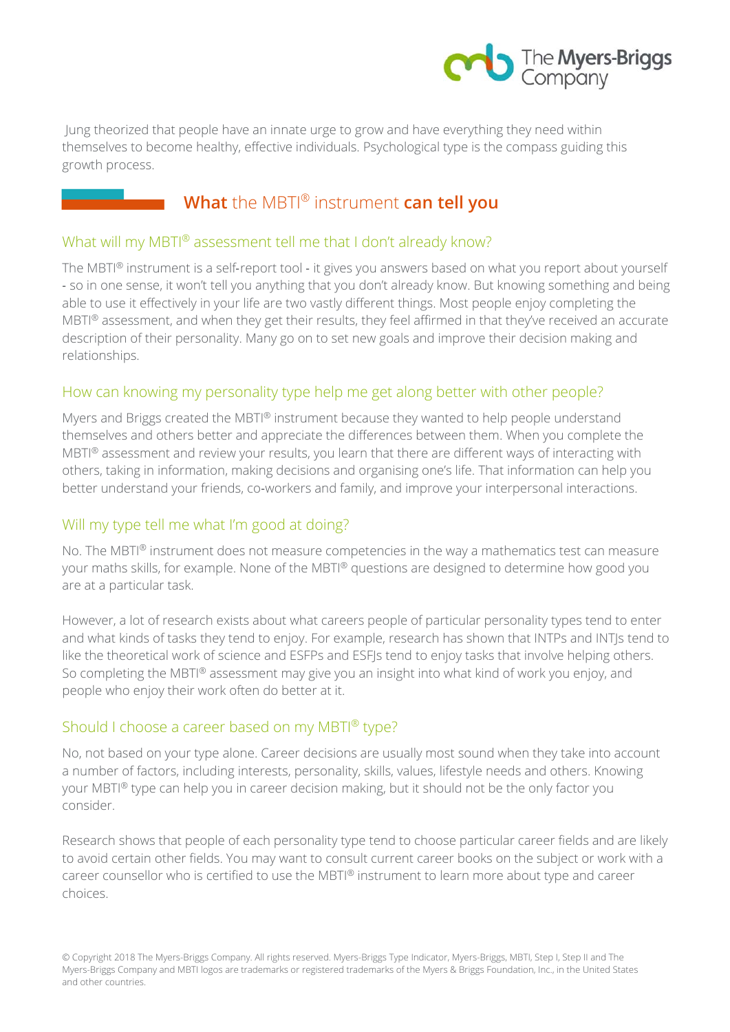Jung theorized that people have an innate urge to grow and have everything they need within themselves to become healthy, effective individuals. Psychological type is the compass guiding this growth process.

## **What** the MBTI® instrument **can tell you**

### What will my MBTI® assessment tell me that I don't already know?

The MBTI® instrument is a self-report tool - it gives you answers based on what you report about yourself - so in one sense, it won't tell you anything that you don't already know. But knowing something and being able to use it effectively in your life are two vastly different things. Most people enjoy completing the MBTI® assessment, and when they get their results, they feel affirmed in that they've received an accurate description of their personality. Many go on to set new goals and improve their decision making and relationships.

### How can knowing my personality type help me get along better with other people?

Myers and Briggs created the MBTI® instrument because they wanted to help people understand themselves and others better and appreciate the differences between them. When you complete the MBTI® assessment and review your results, you learn that there are different ways of interacting with others, taking in information, making decisions and organising one's life. That information can help you better understand your friends, co-workers and family, and improve your interpersonal interactions.

### Will my type tell me what I'm good at doing?

No. The MBTI® instrument does not measure competencies in the way a mathematics test can measure your maths skills, for example. None of the MBTI® questions are designed to determine how good you are at a particular task.

However, a lot of research exists about what careers people of particular personality types tend to enter and what kinds of tasks they tend to enjoy. For example, research has shown that INTPs and INTJs tend to like the theoretical work of science and ESFPs and ESFJs tend to enjoy tasks that involve helping others. So completing the MBTI® assessment may give you an insight into what kind of work you enjoy, and people who enjoy their work often do better at it.

### Should I choose a career based on my MBTI® type?

No, not based on your type alone. Career decisions are usually most sound when they take into account a number of factors, including interests, personality, skills, values, lifestyle needs and others. Knowing your MBTI® type can help you in career decision making, but it should not be the only factor you consider.

Research shows that people of each personality type tend to choose particular career fields and are likely to avoid certain other fields. You may want to consult current career books on the subject or work with a career counsellor who is certified to use the MBTI® instrument to learn more about type and career choices.

© Copyright 2018 The Myers-Briggs Company. All rights reserved. Myers-Briggs Type Indicator, Myers-Briggs, MBTI, Step I, Step II and The Myers-Briggs Company and MBTI logos are trademarks or registered trademarks of the Myers & Briggs Foundation, Inc., in the United States and other countries.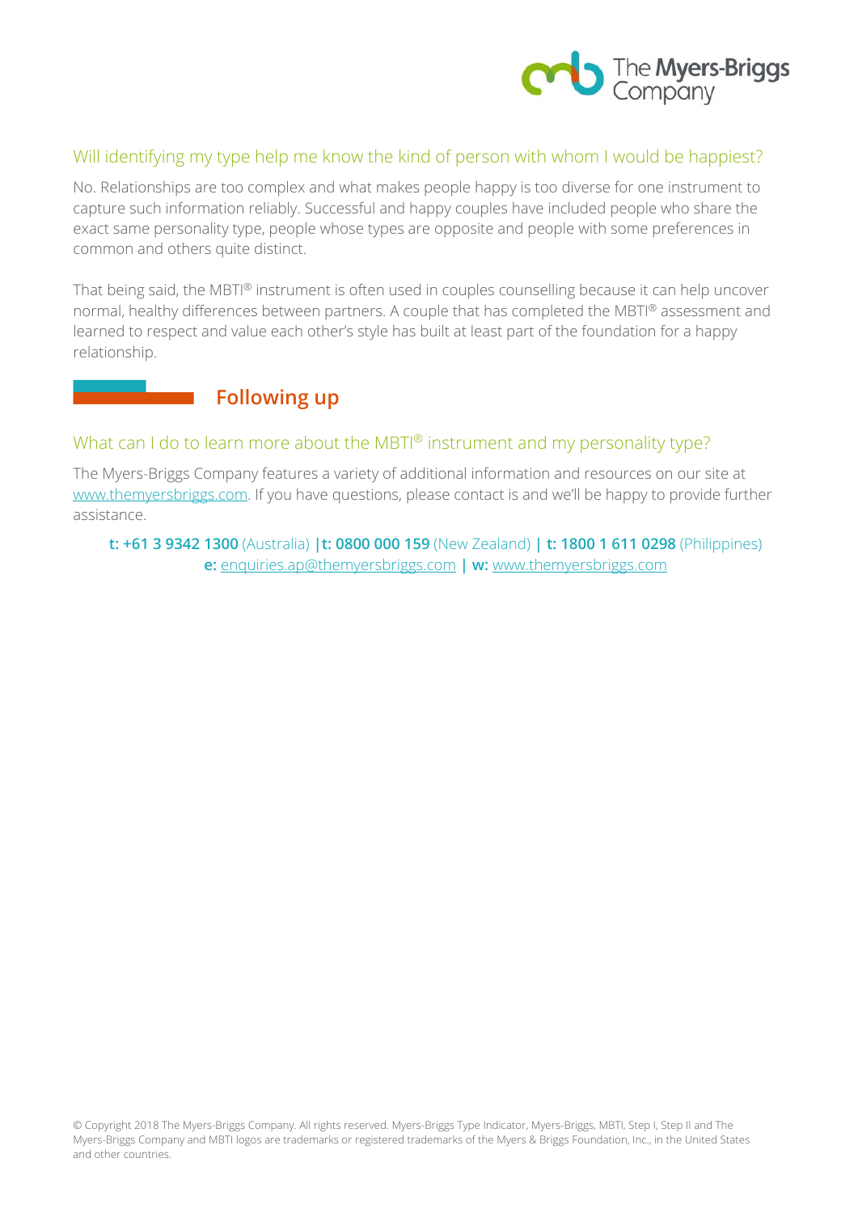### Will identifying my type help me know the kind of person with whom I would be happiest?

No. Relationships are too complex and what makes people happy is too diverse for one instrument to capture such information reliably. Successful and happy couples have included people who share the exact same personality type, people whose types are opposite and people with some preferences in common and others quite distinct.

That being said, the MBTI® instrument is often used in couples counselling because it can help uncover normal, healthy differences between partners. A couple that has completed the MBTI® assessment and learned to respect and value each other's style has built at least part of the foundation for a happy relationship.

## Following up

### What can I do to learn more about the MBTI® instrument and my personality type?

The Myers-Briggs Company features a variety of additional information and resources on our site at www.themyersbriggs.com. If you have questions, please contact is and we'll be happy to provide further assistance.

**t: +61 3 9342 1300** (Australia) **| t: 0800 000 159** (New Zealand) **| t: 1800 1 611 0298** (Philippines)
**e:** enquiries.ap@themyersbriggs.com **| w:** www.themyersbriggs.com

© Copyright 2018 The Myers-Briggs Company. All rights reserved. Myers-Briggs Type Indicator, Myers-Briggs, MBTI, Step I, Step II and The Myers-Briggs Company and MBTI logos are trademarks or registered trademarks of the Myers & Briggs Foundation, Inc., in the United States and other countries.